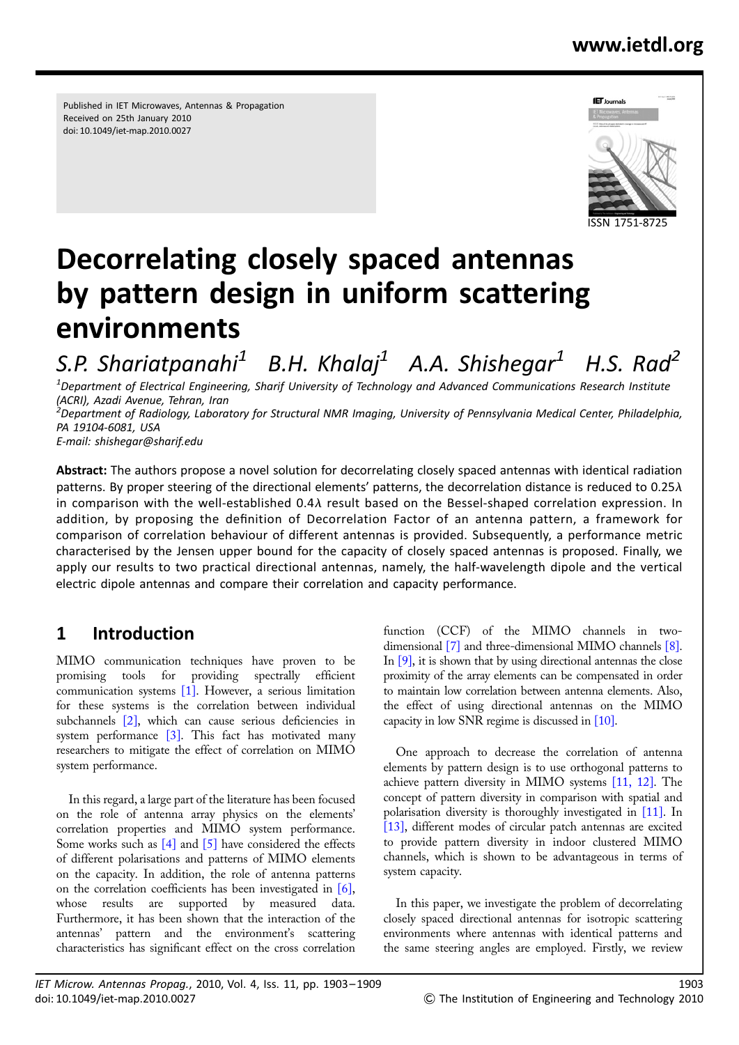Published in IET Microwaves, Antennas & Propagation
Received on 25th January 2010
doi: 10.1049/iet-map.2010.0027

ISSN 1751-8725

# Decorrelating closely spaced antennas by pattern design in uniform scattering environments

*S.P. Shariatpanahi*[1] *B.H. Khalaj*[1] *A.A. Shishegar*[1] *H.S. Rad*[2]

[1]*Department of Electrical Engineering, Sharif University of Technology and Advanced Communications Research Institute (ACRI), Azadi Avenue, Tehran, Iran*

[2]*Department of Radiology, Laboratory for Structural NMR Imaging, University of Pennsylvania Medical Center, Philadelphia, PA 19104-6081, USA*

*E-mail: shishegar@sharif.edu*

**Abstract:** The authors propose a novel solution for decorrelating closely spaced antennas with identical radiation patterns. By proper steering of the directional elements' patterns, the decorrelation distance is reduced to $0.25\lambda$ in comparison with the well-established $0.4\lambda$ result based on the Bessel-shaped correlation expression. In addition, by proposing the definition of Decorrelation Factor of an antenna pattern, a framework for comparison of correlation behaviour of different antennas is provided. Subsequently, a performance metric characterised by the Jensen upper bound for the capacity of closely spaced antennas is proposed. Finally, we apply our results to two practical directional antennas, namely, the half-wavelength dipole and the vertical electric dipole antennas and compare their correlation and capacity performance.

## 1 Introduction

MIMO communication techniques have proven to be promising tools for providing spectrally efficient communication systems [1]. However, a serious limitation for these systems is the correlation between individual subchannels [2], which can cause serious deficiencies in system performance [3]. This fact has motivated many researchers to mitigate the effect of correlation on MIMO system performance.

In this regard, a large part of the literature has been focused on the role of antenna array physics on the elements' correlation properties and MIMO system performance. Some works such as [4] and [5] have considered the effects of different polarisations and patterns of MIMO elements on the capacity. In addition, the role of antenna patterns on the correlation coefficients has been investigated in [6], whose results are supported by measured data. Furthermore, it has been shown that the interaction of the antennas' pattern and the environment's scattering characteristics has significant effect on the cross correlation function (CCF) of the MIMO channels in two-dimensional [7] and three-dimensional MIMO channels [8]. In [9], it is shown that by using directional antennas the close proximity of the array elements can be compensated in order to maintain low correlation between antenna elements. Also, the effect of using directional antennas on the MIMO capacity in low SNR regime is discussed in [10].

One approach to decrease the correlation of antenna elements by pattern design is to use orthogonal patterns to achieve pattern diversity in MIMO systems [11, 12]. The concept of pattern diversity in comparison with spatial and polarisation diversity is thoroughly investigated in [11]. In [13], different modes of circular patch antennas are excited to provide pattern diversity in indoor clustered MIMO channels, which is shown to be advantageous in terms of system capacity.

In this paper, we investigate the problem of decorrelating closely spaced directional antennas for isotropic scattering environments where antennas with identical patterns and the same steering angles are employed. Firstly, we review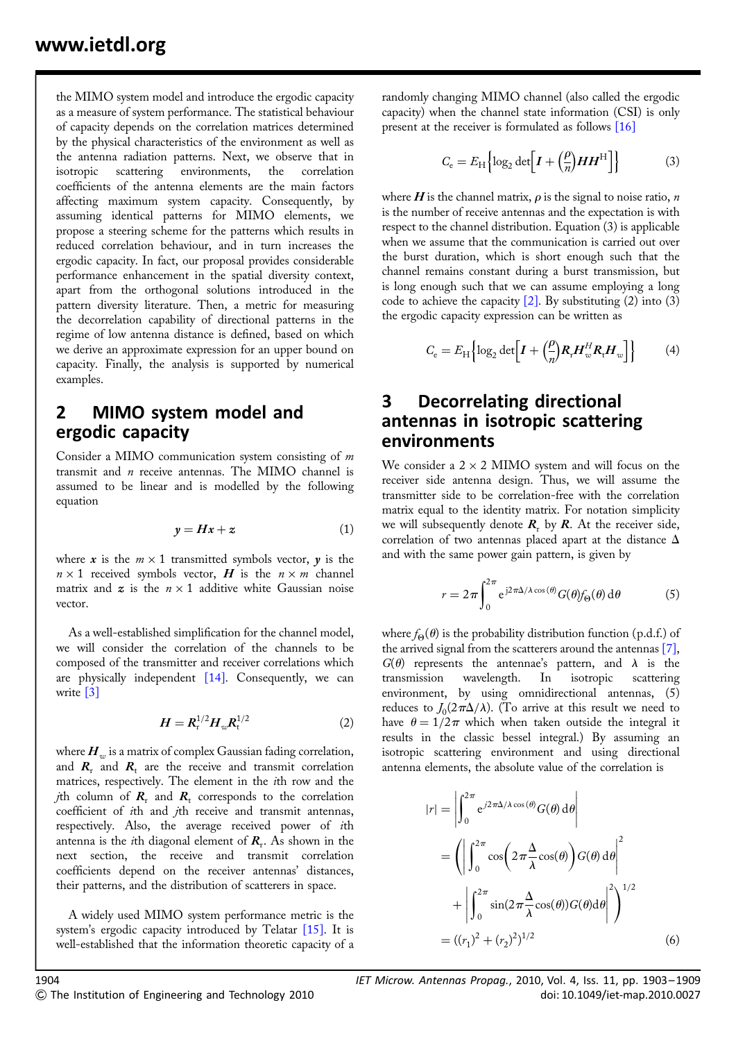the MIMO system model and introduce the ergodic capacity as a measure of system performance. The statistical behaviour of capacity depends on the correlation matrices determined by the physical characteristics of the environment as well as the antenna radiation patterns. Next, we observe that in isotropic scattering environments, the correlation coefficients of the antenna elements are the main factors affecting maximum system capacity. Consequently, by assuming identical patterns for MIMO elements, we propose a steering scheme for the patterns which results in reduced correlation behaviour, and in turn increases the ergodic capacity. In fact, our proposal provides considerable performance enhancement in the spatial diversity context, apart from the orthogonal solutions introduced in the pattern diversity literature. Then, a metric for measuring the decorrelation capability of directional patterns in the regime of low antenna distance is defined, based on which we derive an approximate expression for an upper bound on capacity. Finally, the analysis is supported by numerical examples.

## 2 MIMO system model and ergodic capacity

Consider a MIMO communication system consisting of $m$ transmit and $n$ receive antennas. The MIMO channel is assumed to be linear and is modelled by the following equation

$$\boldsymbol{y} = \boldsymbol{H}\boldsymbol{x} + \boldsymbol{z} \tag{1}$$

where $\boldsymbol{x}$ is the $m \times 1$ transmitted symbols vector, $\boldsymbol{y}$ is the $n \times 1$ received symbols vector, $\boldsymbol{H}$ is the $n \times m$ channel matrix and $\boldsymbol{z}$ is the $n \times 1$ additive white Gaussian noise vector.

As a well-established simplification for the channel model, we will consider the correlation of the channels to be composed of the transmitter and receiver correlations which are physically independent [14]. Consequently, we can write [3]

$$\boldsymbol{H} = \boldsymbol{R}_{\rm r}^{1/2}\boldsymbol{H}_w\boldsymbol{R}_{\rm t}^{1/2} \tag{2}$$

where $\boldsymbol{H}_w$ is a matrix of complex Gaussian fading correlation, and $\boldsymbol{R}_{\rm r}$ and $\boldsymbol{R}_{\rm t}$ are the receive and transmit correlation matrices, respectively. The element in the $i$th row and the $j$th column of $\boldsymbol{R}_{\rm r}$ and $\boldsymbol{R}_{\rm t}$ corresponds to the correlation coefficient of $i$th and $j$th receive and transmit antennas, respectively. Also, the average received power of $i$th antenna is the $i$th diagonal element of $\boldsymbol{R}_{\rm r}$. As shown in the next section, the receive and transmit correlation coefficients depend on the receiver antennas' distances, their patterns, and the distribution of scatterers in space.

A widely used MIMO system performance metric is the system's ergodic capacity introduced by Telatar [15]. It is well-established that the information theoretic capacity of a randomly changing MIMO channel (also called the ergodic capacity) when the channel state information (CSI) is only present at the receiver is formulated as follows [16]

$$C_{\rm e} = E_{\rm H}\left\{\log_2 \det\left[\boldsymbol{I} + \left(\frac{\rho}{n}\right)\boldsymbol{H}\boldsymbol{H}^{\rm H}\right]\right\} \tag{3}$$

where $\boldsymbol{H}$ is the channel matrix, $\rho$ is the signal to noise ratio, $n$ is the number of receive antennas and the expectation is with respect to the channel distribution. Equation (3) is applicable when we assume that the communication is carried out over the burst duration, which is short enough such that the channel remains constant during a burst transmission, but is long enough such that we can assume employing a long code to achieve the capacity [2]. By substituting (2) into (3) the ergodic capacity expression can be written as

$$C_{\rm e} = E_{\rm H}\left\{\log_2 \det\left[\boldsymbol{I} + \left(\frac{\rho}{n}\right)\boldsymbol{R}_{\rm r}\boldsymbol{H}_w^H\boldsymbol{R}_{\rm t}\boldsymbol{H}_w\right]\right\} \tag{4}$$

## 3 Decorrelating directional antennas in isotropic scattering environments

We consider a $2 \times 2$ MIMO system and will focus on the receiver side antenna design. Thus, we will assume the transmitter side to be correlation-free with the correlation matrix equal to the identity matrix. For notation simplicity we will subsequently denote $\boldsymbol{R}_{\rm r}$ by $\boldsymbol{R}$. At the receiver side, correlation of two antennas placed apart at the distance $\Delta$ and with the same power gain pattern, is given by

$$r = 2\pi\int_0^{2\pi} {\rm e}^{{\rm j}2\pi\Delta/\lambda\cos(\theta)}G(\theta)f_\Theta(\theta)\,{\rm d}\theta \tag{5}$$

where $f_\Theta(\theta)$ is the probability distribution function (p.d.f.) of the arrived signal from the scatterers around the antennas [7], $G(\theta)$ represents the antennae's pattern, and $\lambda$ is the transmission wavelength. In isotropic scattering environment, by using omnidirectional antennas, (5) reduces to $J_0(2\pi\Delta/\lambda)$. (To arrive at this result we need to have $\theta = 1/2\pi$ which when taken outside the integral it results in the classic bessel integral.) By assuming an isotropic scattering environment and using directional antenna elements, the absolute value of the correlation is

$$\begin{aligned}
|r| &= \left|\int_0^{2\pi} {\rm e}^{j2\pi\Delta/\lambda\cos(\theta)}G(\theta)\,{\rm d}\theta\right| \\
&= \left(\left|\int_0^{2\pi}\cos\left(2\pi\frac{\Delta}{\lambda}\cos(\theta)\right)G(\theta)\,{\rm d}\theta\right|^2 \right.\\
&\quad \left. + \left|\int_0^{2\pi}\sin\left(2\pi\frac{\Delta}{\lambda}\cos(\theta)\right)G(\theta){\rm d}\theta\right|^2\right)^{1/2} \\
&= ((r_1)^2 + (r_2)^2)^{1/2}
\end{aligned} \tag{6}$$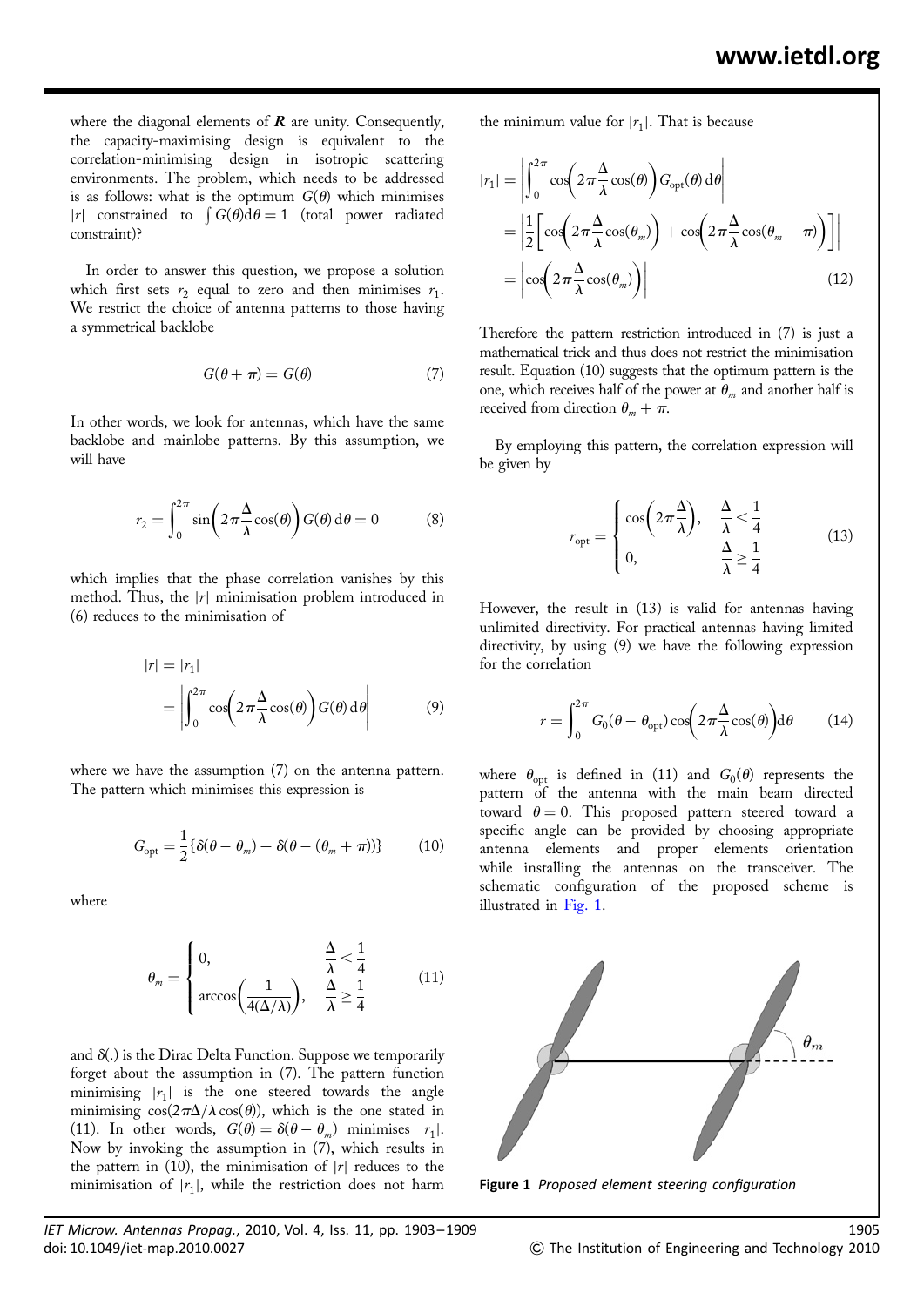where the diagonal elements of $\boldsymbol{R}$ are unity. Consequently, the capacity-maximising design is equivalent to the correlation-minimising design in isotropic scattering environments. The problem, which needs to be addressed is as follows: what is the optimum $G(\theta)$ which minimises $|r|$ constrained to $\int G(\theta)\mathrm{d}\theta = 1$ (total power radiated constraint)?

In order to answer this question, we propose a solution which first sets $r_2$ equal to zero and then minimises $r_1$. We restrict the choice of antenna patterns to those having a symmetrical backlobe

$$G(\theta + \pi) = G(\theta) \tag{7}$$

In other words, we look for antennas, which have the same backlobe and mainlobe patterns. By this assumption, we will have

$$r_2 = \int_0^{2\pi} \sin\left(2\pi\frac{\Delta}{\lambda}\cos(\theta)\right) G(\theta)\,\mathrm{d}\theta = 0 \tag{8}$$

which implies that the phase correlation vanishes by this method. Thus, the $|r|$ minimisation problem introduced in (6) reduces to the minimisation of

$$|r| = |r_1| = \left|\int_0^{2\pi} \cos\left(2\pi\frac{\Delta}{\lambda}\cos(\theta)\right) G(\theta)\,\mathrm{d}\theta\right| \tag{9}$$

where we have the assumption (7) on the antenna pattern. The pattern which minimises this expression is

$$G_{\mathrm{opt}} = \frac{1}{2}\{\delta(\theta - \theta_m) + \delta(\theta - (\theta_m + \pi))\} \tag{10}$$

where

$$\theta_m = \begin{cases} 0, & \dfrac{\Delta}{\lambda} < \dfrac{1}{4} \\ \arccos\left(\dfrac{1}{4(\Delta/\lambda)}\right), & \dfrac{\Delta}{\lambda} \geq \dfrac{1}{4} \end{cases} \tag{11}$$

and $\delta(.)$ is the Dirac Delta Function. Suppose we temporarily forget about the assumption in (7). The pattern function minimising $|r_1|$ is the one steered towards the angle minimising $\cos(2\pi\Delta/\lambda\cos(\theta))$, which is the one stated in (11). In other words, $G(\theta) = \delta(\theta - \theta_m)$ minimises $|r_1|$. Now by invoking the assumption in (7), which results in the pattern in (10), the minimisation of $|r|$ reduces to the minimisation of $|r_1|$, while the restriction does not harm the minimum value for $|r_1|$. That is because

$$\begin{aligned} |r_1| &= \left|\int_0^{2\pi} \cos\left(2\pi\frac{\Delta}{\lambda}\cos(\theta)\right) G_{\mathrm{opt}}(\theta)\,\mathrm{d}\theta\right| \\ &= \left|\frac{1}{2}\left[\cos\left(2\pi\frac{\Delta}{\lambda}\cos(\theta_m)\right) + \cos\left(2\pi\frac{\Delta}{\lambda}\cos(\theta_m + \pi)\right)\right]\right| \\ &= \left|\cos\left(2\pi\frac{\Delta}{\lambda}\cos(\theta_m)\right)\right| \end{aligned} \tag{12}$$

Therefore the pattern restriction introduced in (7) is just a mathematical trick and thus does not restrict the minimisation result. Equation (10) suggests that the optimum pattern is the one, which receives half of the power at $\theta_m$ and another half is received from direction $\theta_m + \pi$.

By employing this pattern, the correlation expression will be given by

$$r_{\mathrm{opt}} = \begin{cases} \cos\left(2\pi\dfrac{\Delta}{\lambda}\right), & \dfrac{\Delta}{\lambda} < \dfrac{1}{4} \\ 0, & \dfrac{\Delta}{\lambda} \geq \dfrac{1}{4} \end{cases} \tag{13}$$

However, the result in (13) is valid for antennas having unlimited directivity. For practical antennas having limited directivity, by using (9) we have the following expression for the correlation

$$r = \int_0^{2\pi} G_0(\theta - \theta_{\mathrm{opt}}) \cos\left(2\pi\frac{\Delta}{\lambda}\cos(\theta)\right)\mathrm{d}\theta \tag{14}$$

where $\theta_{\mathrm{opt}}$ is defined in (11) and $G_0(\theta)$ represents the pattern of the antenna with the main beam directed toward $\theta = 0$. This proposed pattern steered toward a specific angle can be provided by choosing appropriate antenna elements and proper elements orientation while installing the antennas on the transceiver. The schematic configuration of the proposed scheme is illustrated in Fig. 1.

**Figure 1** *Proposed element steering configuration*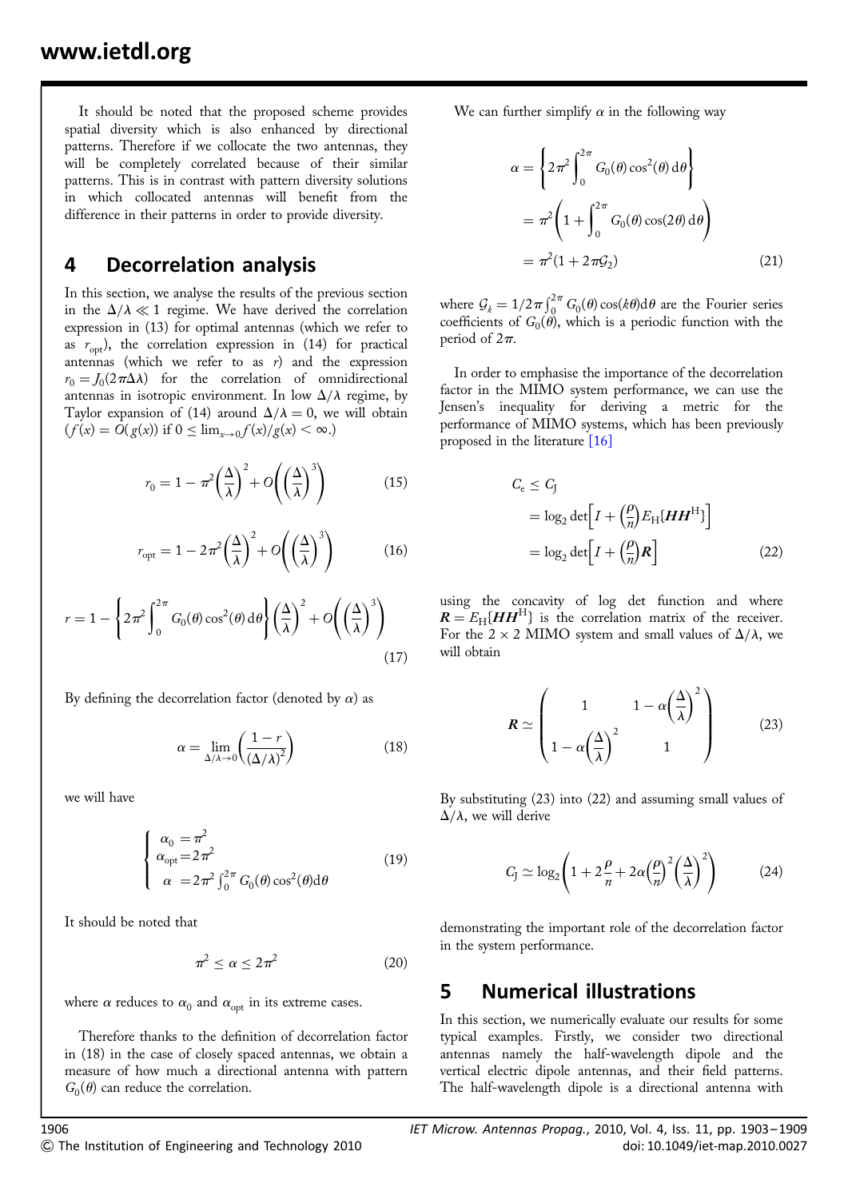It should be noted that the proposed scheme provides spatial diversity which is also enhanced by directional patterns. Therefore if we collocate the two antennas, they will be completely correlated because of their similar patterns. This is in contrast with pattern diversity solutions in which collocated antennas will benefit from the difference in their patterns in order to provide diversity.

## 4 Decorrelation analysis

In this section, we analyse the results of the previous section in the $\Delta/\lambda \ll 1$ regime. We have derived the correlation expression in (13) for optimal antennas (which we refer to as $r_{\rm opt}$), the correlation expression in (14) for practical antennas (which we refer to as $r$) and the expression $r_0 = J_0(2\pi\Delta\lambda)$ for the correlation of omnidirectional antennas in isotropic environment. In low $\Delta/\lambda$ regime, by Taylor expansion of (14) around $\Delta/\lambda = 0$, we will obtain ($f(x) = O(g(x))$ if $0 \leq \lim_{x\to 0} f(x)/g(x) < \infty$.)

$$r_0 = 1 - \pi^2\left(\frac{\Delta}{\lambda}\right)^2 + O\left(\left(\frac{\Delta}{\lambda}\right)^3\right) \tag{15}$$

$$r_{\rm opt} = 1 - 2\pi^2\left(\frac{\Delta}{\lambda}\right)^2 + O\left(\left(\frac{\Delta}{\lambda}\right)^3\right) \tag{16}$$

$$r = 1 - \left\{2\pi^2\int_0^{2\pi} G_0(\theta)\cos^2(\theta)\,\mathrm{d}\theta\right\}\left(\frac{\Delta}{\lambda}\right)^2 + O\left(\left(\frac{\Delta}{\lambda}\right)^3\right) \tag{17}$$

By defining the decorrelation factor (denoted by $\alpha$) as

$$\alpha = \lim_{\Delta/\lambda\to 0}\left(\frac{1-r}{(\Delta/\lambda)^2}\right) \tag{18}$$

we will have

$$\begin{cases} \alpha_0 = \pi^2 \\ \alpha_{\rm opt} = 2\pi^2 \\ \alpha = 2\pi^2\int_0^{2\pi} G_0(\theta)\cos^2(\theta)\mathrm{d}\theta \end{cases} \tag{19}$$

It should be noted that

$$\pi^2 \leq \alpha \leq 2\pi^2 \tag{20}$$

where $\alpha$ reduces to $\alpha_0$ and $\alpha_{\rm opt}$ in its extreme cases.

Therefore thanks to the definition of decorrelation factor in (18) in the case of closely spaced antennas, we obtain a measure of how much a directional antenna with pattern $G_0(\theta)$ can reduce the correlation.

We can further simplify $\alpha$ in the following way

$$\begin{aligned}\alpha &= \left\{2\pi^2\int_0^{2\pi} G_0(\theta)\cos^2(\theta)\,\mathrm{d}\theta\right\} \\ &= \pi^2\left(1 + \int_0^{2\pi} G_0(\theta)\cos(2\theta)\,\mathrm{d}\theta\right) \\ &= \pi^2(1 + 2\pi\mathcal{G}_2)\end{aligned} \tag{21}$$

where $\mathcal{G}_k = 1/2\pi\int_0^{2\pi} G_0(\theta)\cos(k\theta)\mathrm{d}\theta$ are the Fourier series coefficients of $G_0(\theta)$, which is a periodic function with the period of $2\pi$.

In order to emphasise the importance of the decorrelation factor in the MIMO system performance, we can use the Jensen's inequality for deriving a metric for the performance of MIMO systems, which has been previously proposed in the literature [16]

$$\begin{aligned}C_{\rm e} &\leq C_{\rm J} \\ &= \log_2\det\left[I + \left(\frac{\rho}{n}\right)E_{\rm H}\{\boldsymbol{H}\boldsymbol{H}^{\rm H}\}\right] \\ &= \log_2\det\left[I + \left(\frac{\rho}{n}\right)\boldsymbol{R}\right]\end{aligned} \tag{22}$$

using the concavity of log det function and where $\boldsymbol{R} = E_{\rm H}\{\boldsymbol{H}\boldsymbol{H}^{\rm H}\}$ is the correlation matrix of the receiver. For the $2\times 2$ MIMO system and small values of $\Delta/\lambda$, we will obtain

$$\boldsymbol{R} \simeq \begin{pmatrix} 1 & 1 - \alpha\left(\frac{\Delta}{\lambda}\right)^2 \\ 1 - \alpha\left(\frac{\Delta}{\lambda}\right)^2 & 1 \end{pmatrix} \tag{23}$$

By substituting (23) into (22) and assuming small values of $\Delta/\lambda$, we will derive

$$C_{\rm J} \simeq \log_2\left(1 + 2\frac{\rho}{n} + 2\alpha\left(\frac{\rho}{n}\right)^2\left(\frac{\Delta}{\lambda}\right)^2\right) \tag{24}$$

demonstrating the important role of the decorrelation factor in the system performance.

## 5 Numerical illustrations

In this section, we numerically evaluate our results for some typical examples. Firstly, we consider two directional antennas namely the half-wavelength dipole and the vertical electric dipole antennas, and their field patterns. The half-wavelength dipole is a directional antenna with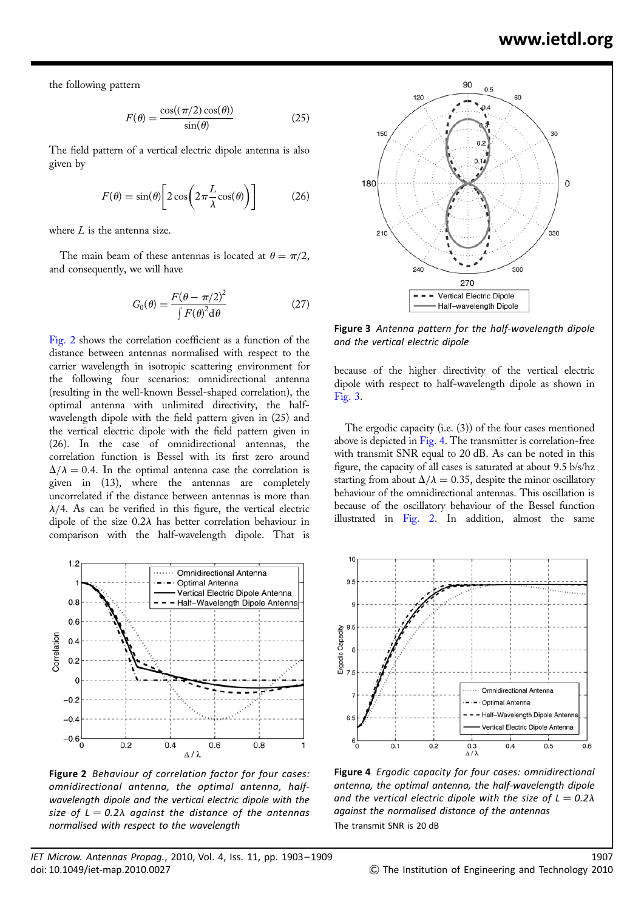the following pattern

$$F(\theta) = \frac{\cos((\pi/2)\cos(\theta))}{\sin(\theta)} \tag{25}$$

The field pattern of a vertical electric dipole antenna is also given by

$$F(\theta) = \sin(\theta)\left[2\cos\left(2\pi\frac{L}{\lambda}\cos(\theta)\right)\right] \tag{26}$$

where $L$ is the antenna size.

The main beam of these antennas is located at $\theta = \pi/2$, and consequently, we will have

$$G_0(\theta) = \frac{F(\theta - \pi/2)^2}{\int F(\theta)^2 \mathrm{d}\theta} \tag{27}$$

Fig. 2 shows the correlation coefficient as a function of the distance between antennas normalised with respect to the carrier wavelength in isotropic scattering environment for the following four scenarios: omnidirectional antenna (resulting in the well-known Bessel-shaped correlation), the optimal antenna with unlimited directivity, the half-wavelength dipole with the field pattern given in (25) and the vertical electric dipole with the field pattern given in (26). In the case of omnidirectional antennas, the correlation function is Bessel with its first zero around $\Delta/\lambda = 0.4$. In the optimal antenna case the correlation is given in (13), where the antennas are completely uncorrelated if the distance between antennas is more than $\lambda/4$. As can be verified in this figure, the vertical electric dipole of the size $0.2\lambda$ has better correlation behaviour in comparison with the half-wavelength dipole. That is because of the higher directivity of the vertical electric dipole with respect to half-wavelength dipole as shown in Fig. 3.

**Figure 2** *Behaviour of correlation factor for four cases: omnidirectional antenna, the optimal antenna, half-wavelength dipole and the vertical electric dipole with the size of $L = 0.2\lambda$ against the distance of the antennas normalised with respect to the wavelength*

**Figure 3** *Antenna pattern for the half-wavelength dipole and the vertical electric dipole*

The ergodic capacity (i.e. (3)) of the four cases mentioned above is depicted in Fig. 4. The transmitter is correlation-free with transmit SNR equal to 20 dB. As can be noted in this figure, the capacity of all cases is saturated at about 9.5 b/s/hz starting from about $\Delta/\lambda = 0.35$, despite the minor oscillatory behaviour of the omnidirectional antennas. This oscillation is because of the oscillatory behaviour of the Bessel function illustrated in Fig. 2. In addition, almost the same

**Figure 4** *Ergodic capacity for four cases: omnidirectional antenna, the optimal antenna, the half-wavelength dipole and the vertical electric dipole with the size of $L = 0.2\lambda$ against the normalised distance of the antennas*

The transmit SNR is 20 dB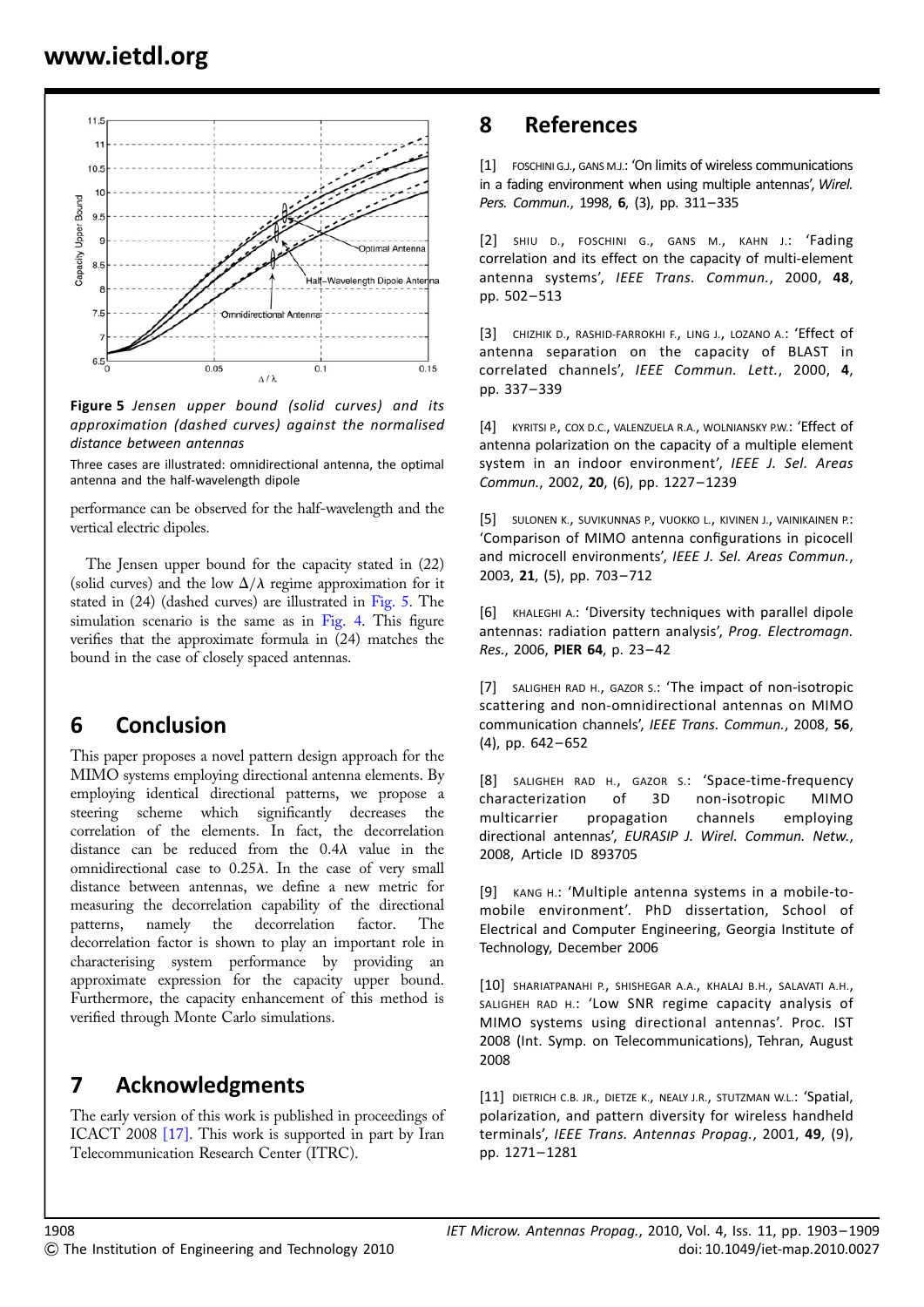**Figure 5** *Jensen upper bound (solid curves) and its approximation (dashed curves) against the normalised distance between antennas*

Three cases are illustrated: omnidirectional antenna, the optimal antenna and the half-wavelength dipole

performance can be observed for the half-wavelength and the vertical electric dipoles.

The Jensen upper bound for the capacity stated in (22) (solid curves) and the low $\Delta/\lambda$ regime approximation for it stated in (24) (dashed curves) are illustrated in Fig. 5. The simulation scenario is the same as in Fig. 4. This figure verifies that the approximate formula in (24) matches the bound in the case of closely spaced antennas.

## 6 Conclusion

This paper proposes a novel pattern design approach for the MIMO systems employing directional antenna elements. By employing identical directional patterns, we propose a steering scheme which significantly decreases the correlation of the elements. In fact, the decorrelation distance can be reduced from the $0.4\lambda$ value in the omnidirectional case to $0.25\lambda$. In the case of very small distance between antennas, we define a new metric for measuring the decorrelation capability of the directional patterns, namely the decorrelation factor. The decorrelation factor is shown to play an important role in characterising system performance by providing an approximate expression for the capacity upper bound. Furthermore, the capacity enhancement of this method is verified through Monte Carlo simulations.

## 7 Acknowledgments

The early version of this work is published in proceedings of ICACT 2008 [17]. This work is supported in part by Iran Telecommunication Research Center (ITRC).

## 8 References

[1] FOSCHINI G.J., GANS M.J.: 'On limits of wireless communications in a fading environment when using multiple antennas', *Wirel. Pers. Commun.*, 1998, **6**, (3), pp. 311–335

[2] SHIU D., FOSCHINI G., GANS M., KAHN J.: 'Fading correlation and its effect on the capacity of multi-element antenna systems', *IEEE Trans. Commun.*, 2000, **48**, pp. 502–513

[3] CHIZHIK D., RASHID-FARROKHI F., LING J., LOZANO A.: 'Effect of antenna separation on the capacity of BLAST in correlated channels', *IEEE Commun. Lett.*, 2000, **4**, pp. 337–339

[4] KYRITSI P., COX D.C., VALENZUELA R.A., WOLNIANSKY P.W.: 'Effect of antenna polarization on the capacity of a multiple element system in an indoor environment', *IEEE J. Sel. Areas Commun.*, 2002, **20**, (6), pp. 1227–1239

[5] SULONEN K., SUVIKUNNAS P., VUOKKO L., KIVINEN J., VAINIKAINEN P.: 'Comparison of MIMO antenna configurations in picocell and microcell environments', *IEEE J. Sel. Areas Commun.*, 2003, **21**, (5), pp. 703–712

[6] KHALEGHI A.: 'Diversity techniques with parallel dipole antennas: radiation pattern analysis', *Prog. Electromagn. Res.*, 2006, **PIER 64**, p. 23–42

[7] SALIGHEH RAD H., GAZOR S.: 'The impact of non-isotropic scattering and non-omnidirectional antennas on MIMO communication channels', *IEEE Trans. Commun.*, 2008, **56**, (4), pp. 642–652

[8] SALIGHEH RAD H., GAZOR S.: 'Space-time-frequency characterization of 3D non-isotropic MIMO multicarrier propagation channels employing directional antennas', *EURASIP J. Wirel. Commun. Netw.*, 2008, Article ID 893705

[9] KANG H.: 'Multiple antenna systems in a mobile-to-mobile environment'. PhD dissertation, School of Electrical and Computer Engineering, Georgia Institute of Technology, December 2006

[10] SHARIATPANAHI P., SHISHEGAR A.A., KHALAJ B.H., SALAVATI A.H., SALIGHEH RAD H.: 'Low SNR regime capacity analysis of MIMO systems using directional antennas'. Proc. IST 2008 (Int. Symp. on Telecommunications), Tehran, August 2008

[11] DIETRICH C.B. JR., DIETZE K., NEALY J.R., STUTZMAN W.L.: 'Spatial, polarization, and pattern diversity for wireless handheld terminals', *IEEE Trans. Antennas Propag.*, 2001, **49**, (9), pp. 1271–1281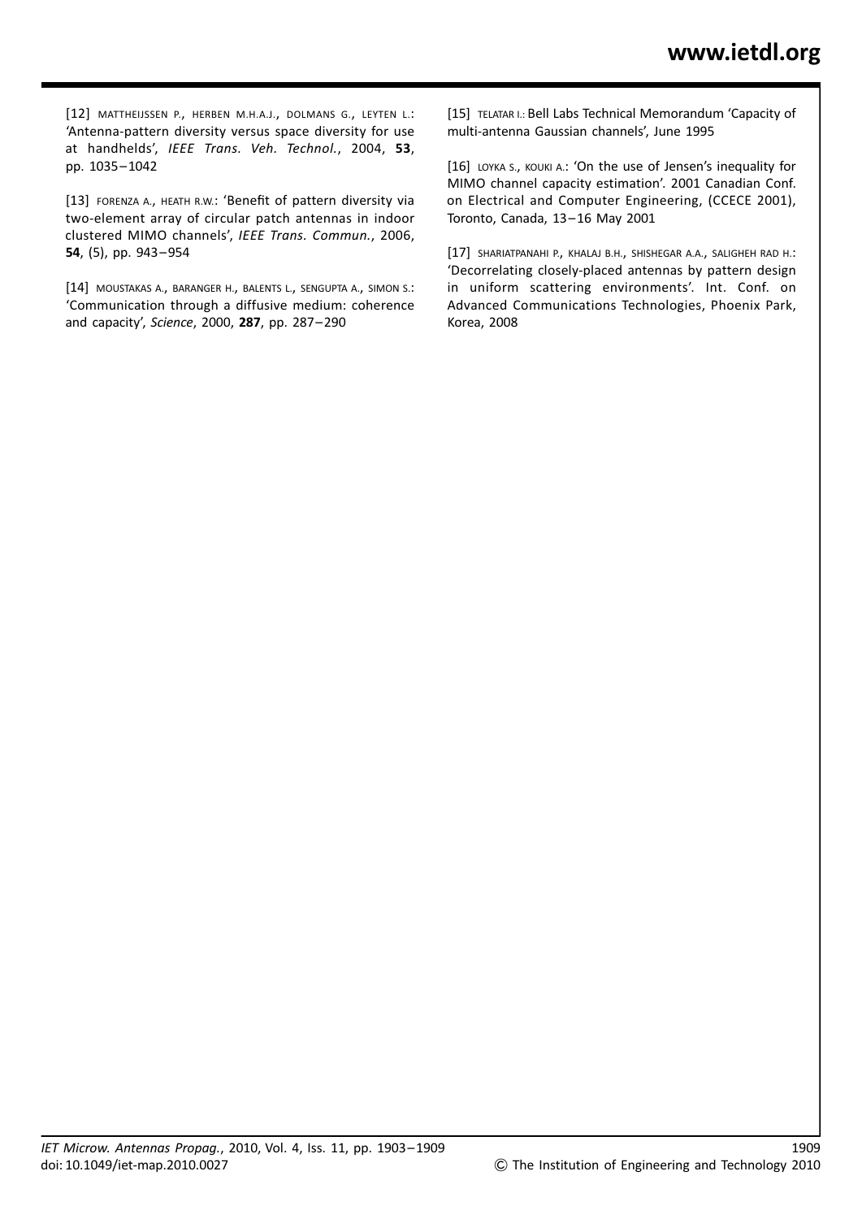[12] MATTHEIJSSEN P., HERBEN M.H.A.J., DOLMANS G., LEYTEN L.: 'Antenna-pattern diversity versus space diversity for use at handhelds', *IEEE Trans. Veh. Technol.*, 2004, **53**, pp. 1035–1042

[13] FORENZA A., HEATH R.W.: 'Benefit of pattern diversity via two-element array of circular patch antennas in indoor clustered MIMO channels', *IEEE Trans. Commun.*, 2006, **54**, (5), pp. 943–954

[14] MOUSTAKAS A., BARANGER H., BALENTS L., SENGUPTA A., SIMON S.: 'Communication through a diffusive medium: coherence and capacity', *Science*, 2000, **287**, pp. 287–290

[15] TELATAR I.: Bell Labs Technical Memorandum 'Capacity of multi-antenna Gaussian channels', June 1995

[16] LOYKA S., KOUKI A.: 'On the use of Jensen's inequality for MIMO channel capacity estimation'. 2001 Canadian Conf. on Electrical and Computer Engineering, (CCECE 2001), Toronto, Canada, 13–16 May 2001

[17] SHARIATPANAHI P., KHALAJ B.H., SHISHEGAR A.A., SALIGHEH RAD H.: 'Decorrelating closely-placed antennas by pattern design in uniform scattering environments'. Int. Conf. on Advanced Communications Technologies, Phoenix Park, Korea, 2008